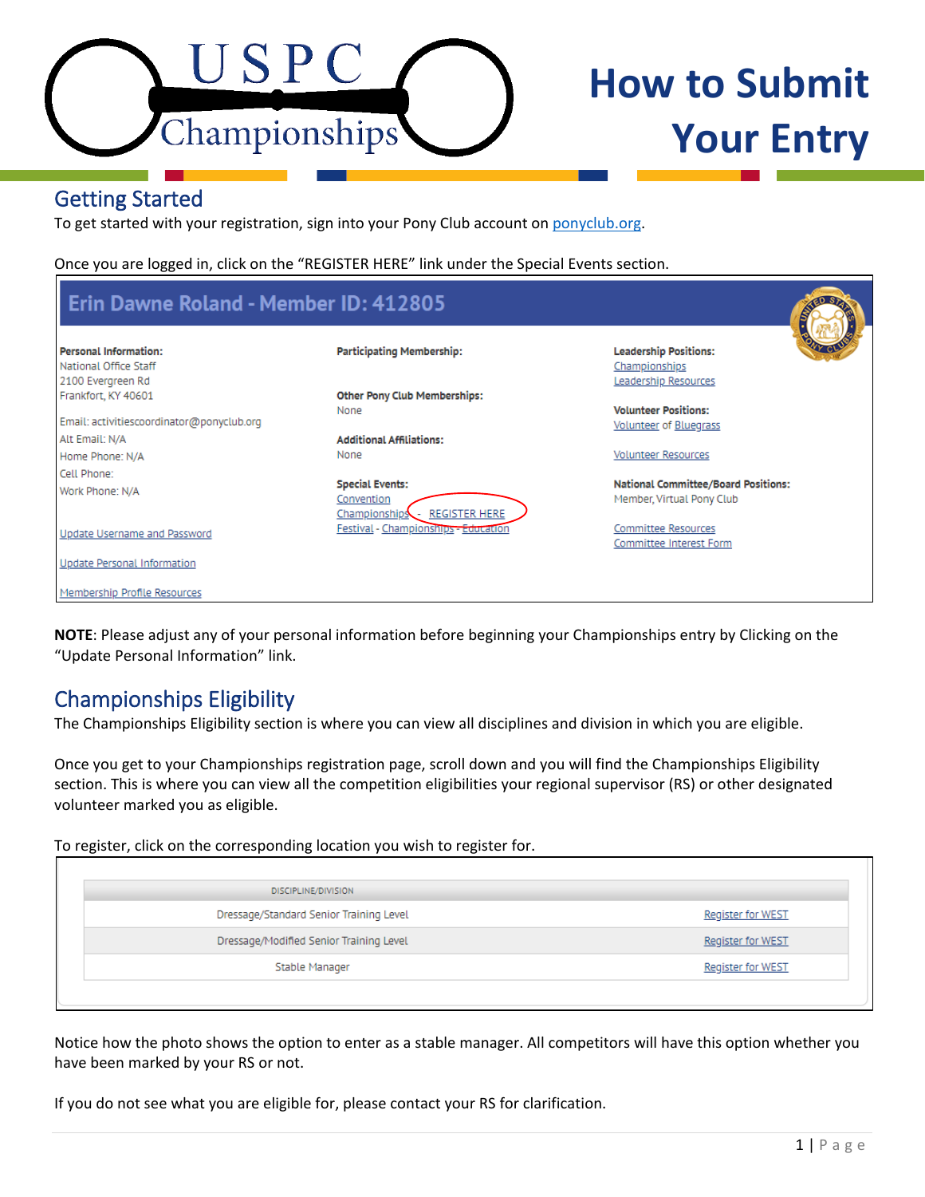# How to Submit Your Entry

## Getting Started

To get started with your registration, sign into your Pony Club account on ponyclub.org.

Once you are logged in, click on the "REGISTER HERE" link under the Special Events section.

**NOTE**: Please adjust any of your personal information before beginning your Championships entry by Clicking on the "Update Personal Information" link.

## Championships Eligibility

The Championships Eligibility section is where you can view all disciplines and division in which you are eligible.

Once you get to your Championships registration page, scroll down and you will find the Championships Eligibility section. This is where you can view all the competition eligibilities your regional supervisor (RS) or other designated volunteer marked you as eligible.

To register, click on the corresponding location you wish to register for.

| DISCIPLINE/DIVISION | |
|---|---|
| Dressage/Standard Senior Training Level | Register for WEST |
| Dressage/Modified Senior Training Level | Register for WEST |
| Stable Manager | Register for WEST |

Notice how the photo shows the option to enter as a stable manager. All competitors will have this option whether you have been marked by your RS or not.

If you do not see what you are eligible for, please contact your RS for clarification.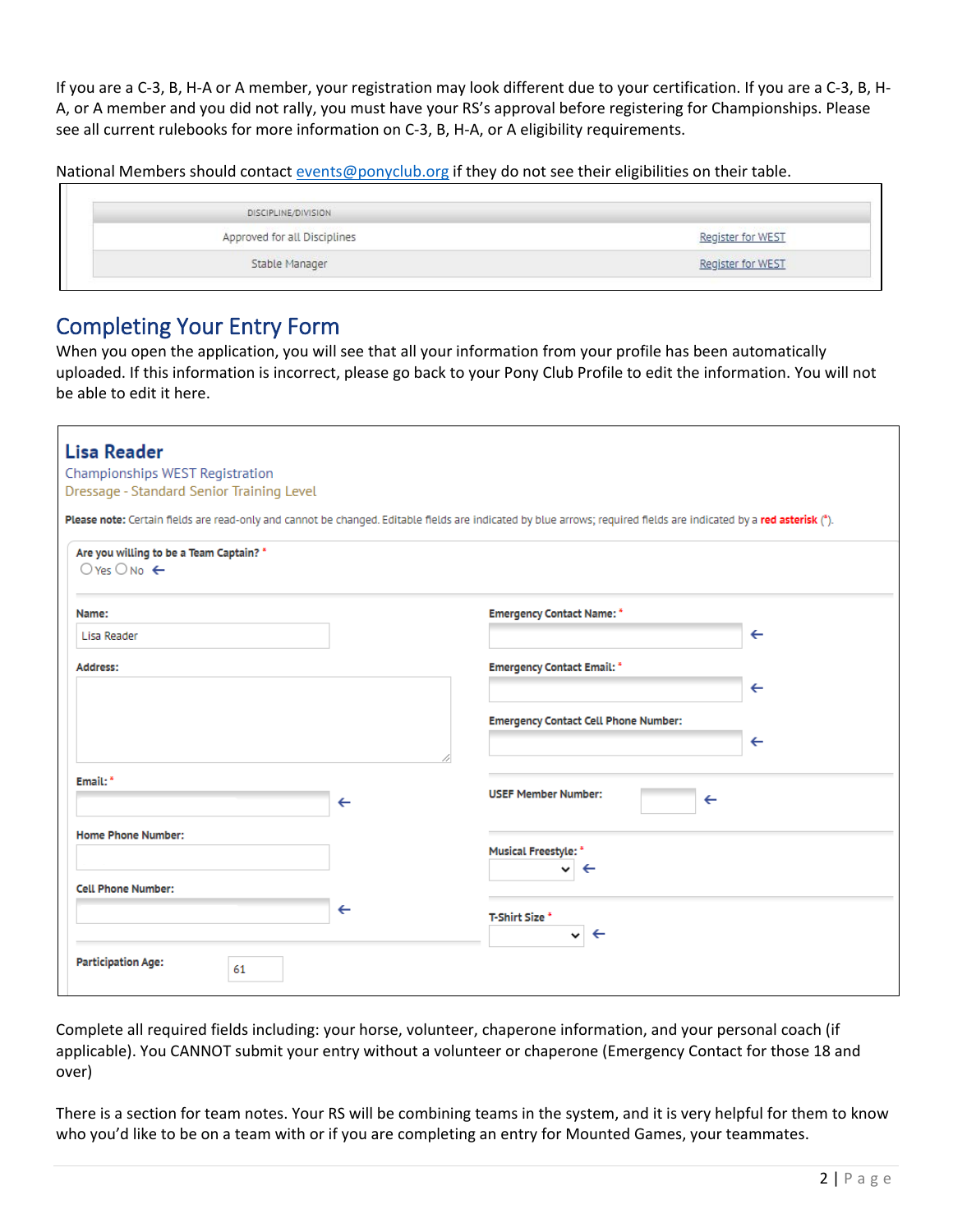If you are a C-3, B, H-A or A member, your registration may look different due to your certification. If you are a C-3, B, H-A, or A member and you did not rally, you must have your RS's approval before registering for Championships. Please see all current rulebooks for more information on C-3, B, H-A, or A eligibility requirements.

National Members should contact events@ponyclub.org if they do not see their eligibilities on their table.

| DISCIPLINE/DIVISION | |
|---|---|
| Approved for all Disciplines | Register for WEST |
| Stable Manager | Register for WEST |

## Completing Your Entry Form

When you open the application, you will see that all your information from your profile has been automatically uploaded. If this information is incorrect, please go back to your Pony Club Profile to edit the information. You will not be able to edit it here.

**Lisa Reader**
Championships WEST Registration
Dressage - Standard Senior Training Level

**Please note:** Certain fields are read-only and cannot be changed. Editable fields are indicated by blue arrows; required fields are indicated by a **red asterisk** (*).

**Are you willing to be a Team Captain?** *
○ Yes ○ No ←

**Name:** Lisa Reader

**Address:**

**Email:** * ←

**Home Phone Number:**

**Cell Phone Number:** ←

**Participation Age:** 61

**Emergency Contact Name:** * ←

**Emergency Contact Email:** * ←

**Emergency Contact Cell Phone Number:** ←

**USEF Member Number:** ←

**Musical Freestyle:** * ←

**T-Shirt Size** * ←

Complete all required fields including: your horse, volunteer, chaperone information, and your personal coach (if applicable). You CANNOT submit your entry without a volunteer or chaperone (Emergency Contact for those 18 and over)

There is a section for team notes. Your RS will be combining teams in the system, and it is very helpful for them to know who you'd like to be on a team with or if you are completing an entry for Mounted Games, your teammates.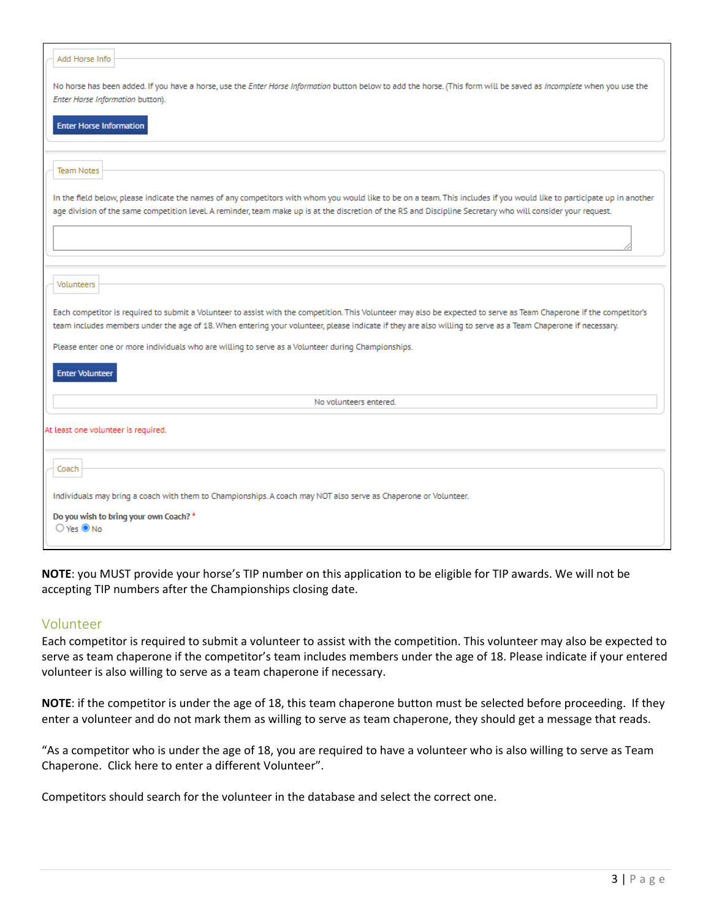**Add Horse Info**

No horse has been added. If you have a horse, use the *Enter Horse Information* button below to add the horse. (This form will be saved as *Incomplete* when you use the *Enter Horse Information* button).

Enter Horse Information

**Team Notes**

In the field below, please indicate the names of any competitors with whom you would like to be on a team. This includes if you would like to participate up in another age division of the same competition level. A reminder, team make up is at the discretion of the RS and Discipline Secretary who will consider your request.

**Volunteers**

Each competitor is required to submit a Volunteer to assist with the competition. This Volunteer may also be expected to serve as Team Chaperone if the competitor's team includes members under the age of 18. When entering your volunteer, please indicate if they are also willing to serve as a Team Chaperone if necessary.

Please enter one or more individuals who are willing to serve as a Volunteer during Championships.

Enter Volunteer

No volunteers entered.

At least one volunteer is required.

**Coach**

Individuals may bring a coach with them to Championships. A coach may NOT also serve as Chaperone or Volunteer.

**Do you wish to bring your own Coach?** *

○ Yes ◉ No

**NOTE**: you MUST provide your horse's TIP number on this application to be eligible for TIP awards. We will not be accepting TIP numbers after the Championships closing date.

## Volunteer

Each competitor is required to submit a volunteer to assist with the competition. This volunteer may also be expected to serve as team chaperone if the competitor's team includes members under the age of 18. Please indicate if your entered volunteer is also willing to serve as a team chaperone if necessary.

**NOTE**: if the competitor is under the age of 18, this team chaperone button must be selected before proceeding. If they enter a volunteer and do not mark them as willing to serve as team chaperone, they should get a message that reads.

"As a competitor who is under the age of 18, you are required to have a volunteer who is also willing to serve as Team Chaperone. Click here to enter a different Volunteer".

Competitors should search for the volunteer in the database and select the correct one.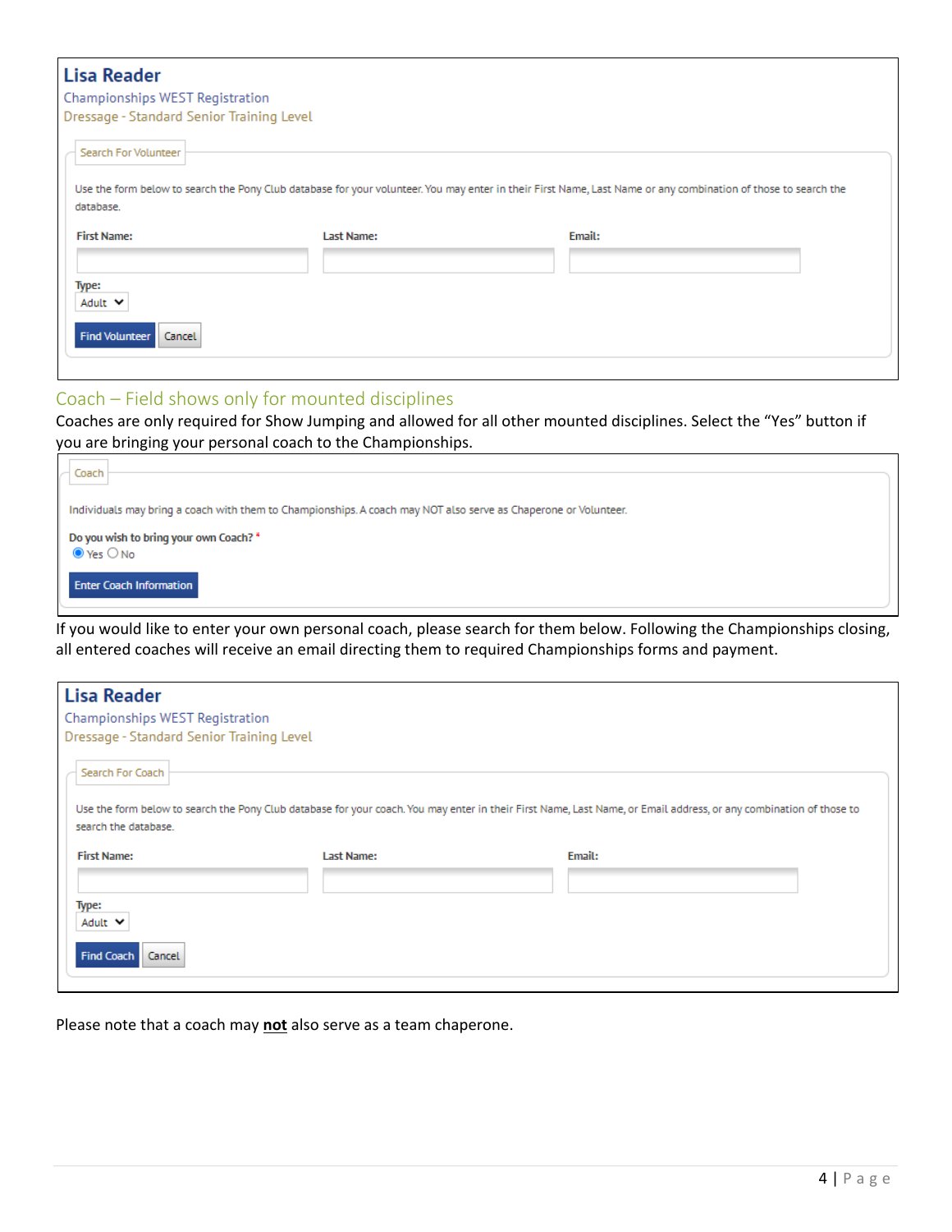**Lisa Reader**

Championships WEST Registration

Dressage - Standard Senior Training Level

Search For Volunteer

Use the form below to search the Pony Club database for your volunteer. You may enter in their First Name, Last Name or any combination of those to search the database.

First Name: | Last Name: | Email:

Type: Adult

Find Volunteer | Cancel

## Coach – Field shows only for mounted disciplines

Coaches are only required for Show Jumping and allowed for all other mounted disciplines. Select the "Yes" button if you are bringing your personal coach to the Championships.

Coach

Individuals may bring a coach with them to Championships. A coach may NOT also serve as Chaperone or Volunteer.

Do you wish to bring your own Coach? *

◉ Yes ○ No

Enter Coach Information

If you would like to enter your own personal coach, please search for them below. Following the Championships closing, all entered coaches will receive an email directing them to required Championships forms and payment.

**Lisa Reader**

Championships WEST Registration

Dressage - Standard Senior Training Level

Search For Coach

Use the form below to search the Pony Club database for your coach. You may enter in their First Name, Last Name, or Email address, or any combination of those to search the database.

First Name: | Last Name: | Email:

Type: Adult

Find Coach | Cancel

Please note that a coach may **not** also serve as a team chaperone.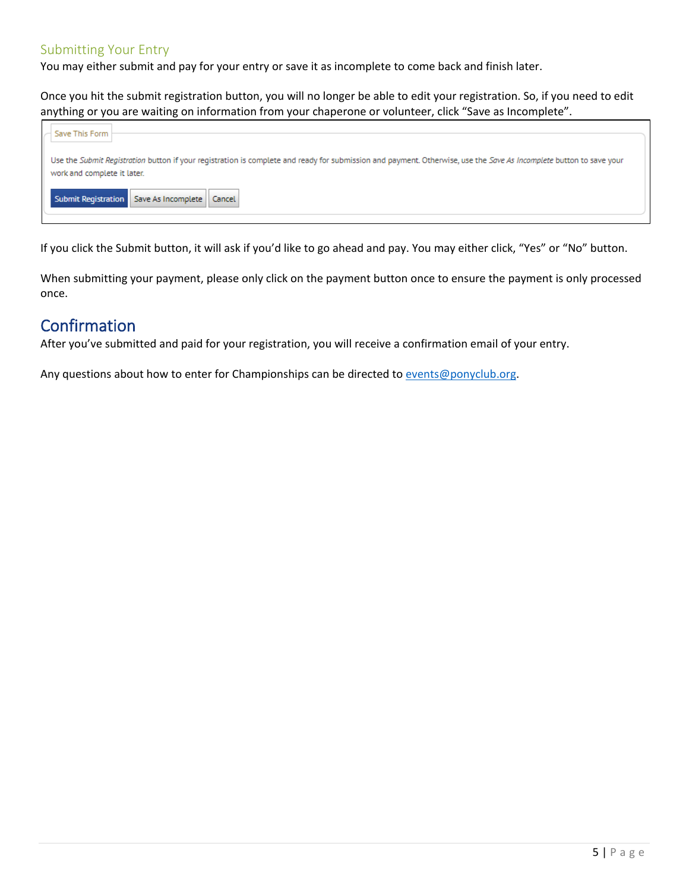### Submitting Your Entry

You may either submit and pay for your entry or save it as incomplete to come back and finish later.

Once you hit the submit registration button, you will no longer be able to edit your registration. So, if you need to edit anything or you are waiting on information from your chaperone or volunteer, click "Save as Incomplete".

Save This Form

Use the *Submit Registration* button if your registration is complete and ready for submission and payment. Otherwise, use the *Save As Incomplete* button to save your work and complete it later.

Submit Registration | Save As Incomplete | Cancel

If you click the Submit button, it will ask if you'd like to go ahead and pay. You may either click, "Yes" or "No" button.

When submitting your payment, please only click on the payment button once to ensure the payment is only processed once.

## Confirmation

After you've submitted and paid for your registration, you will receive a confirmation email of your entry.

Any questions about how to enter for Championships can be directed to events@ponyclub.org.